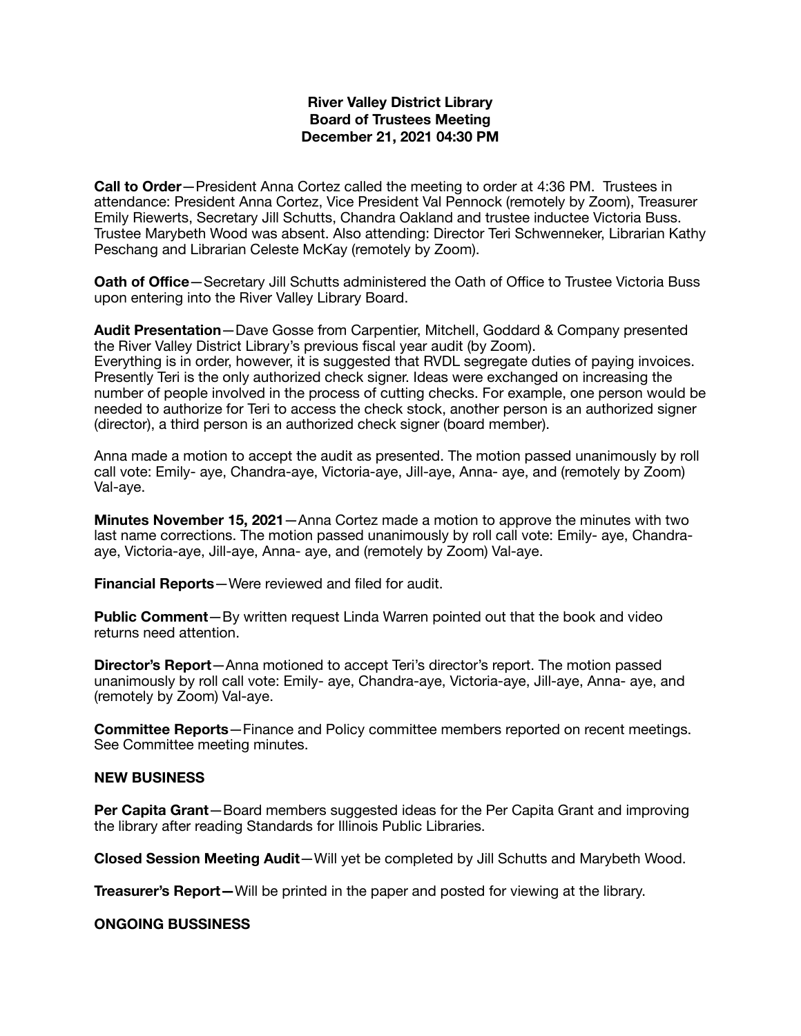**River Valley District Library**
**Board of Trustees Meeting**
**December 21, 2021 04:30 PM**

**Call to Order**—President Anna Cortez called the meeting to order at 4:36 PM. Trustees in attendance: President Anna Cortez, Vice President Val Pennock (remotely by Zoom), Treasurer Emily Riewerts, Secretary Jill Schutts, Chandra Oakland and trustee inductee Victoria Buss. Trustee Marybeth Wood was absent. Also attending: Director Teri Schwenneker, Librarian Kathy Peschang and Librarian Celeste McKay (remotely by Zoom).

**Oath of Office**—Secretary Jill Schutts administered the Oath of Office to Trustee Victoria Buss upon entering into the River Valley Library Board.

**Audit Presentation**—Dave Gosse from Carpentier, Mitchell, Goddard & Company presented the River Valley District Library's previous fiscal year audit (by Zoom).
Everything is in order, however, it is suggested that RVDL segregate duties of paying invoices. Presently Teri is the only authorized check signer. Ideas were exchanged on increasing the number of people involved in the process of cutting checks. For example, one person would be needed to authorize for Teri to access the check stock, another person is an authorized signer (director), a third person is an authorized check signer (board member).

Anna made a motion to accept the audit as presented. The motion passed unanimously by roll call vote: Emily- aye, Chandra-aye, Victoria-aye, Jill-aye, Anna- aye, and (remotely by Zoom) Val-aye.

**Minutes November 15, 2021**—Anna Cortez made a motion to approve the minutes with two last name corrections. The motion passed unanimously by roll call vote: Emily- aye, Chandra-aye, Victoria-aye, Jill-aye, Anna- aye, and (remotely by Zoom) Val-aye.

**Financial Reports**—Were reviewed and filed for audit.

**Public Comment**—By written request Linda Warren pointed out that the book and video returns need attention.

**Director's Report**—Anna motioned to accept Teri's director's report. The motion passed unanimously by roll call vote: Emily- aye, Chandra-aye, Victoria-aye, Jill-aye, Anna- aye, and (remotely by Zoom) Val-aye.

**Committee Reports**—Finance and Policy committee members reported on recent meetings. See Committee meeting minutes.

**NEW BUSINESS**

**Per Capita Grant**—Board members suggested ideas for the Per Capita Grant and improving the library after reading Standards for Illinois Public Libraries.

**Closed Session Meeting Audit**—Will yet be completed by Jill Schutts and Marybeth Wood.

**Treasurer's Report—**Will be printed in the paper and posted for viewing at the library.

**ONGOING BUSSINESS**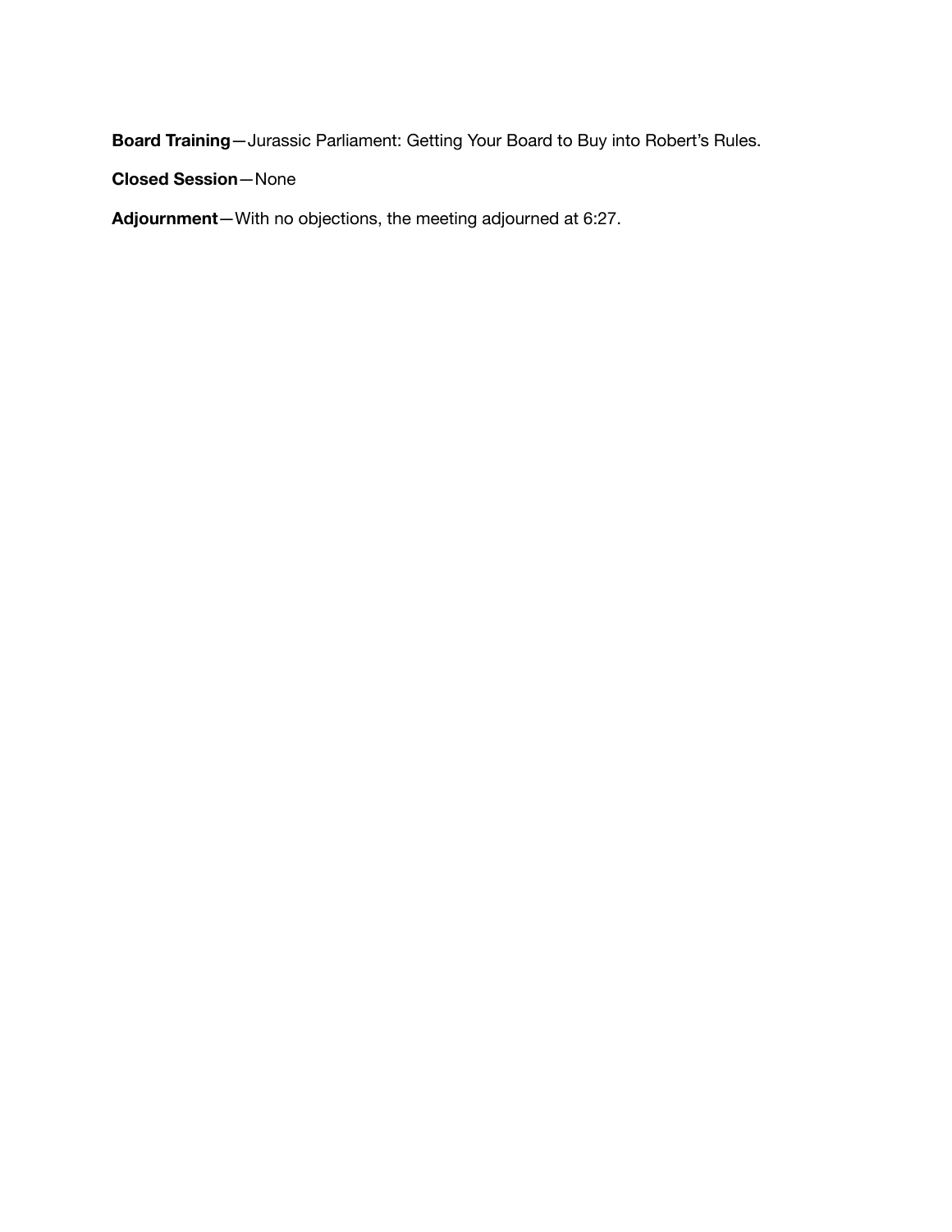**Board Training**—Jurassic Parliament: Getting Your Board to Buy into Robert's Rules.

**Closed Session**—None

**Adjournment**—With no objections, the meeting adjourned at 6:27.